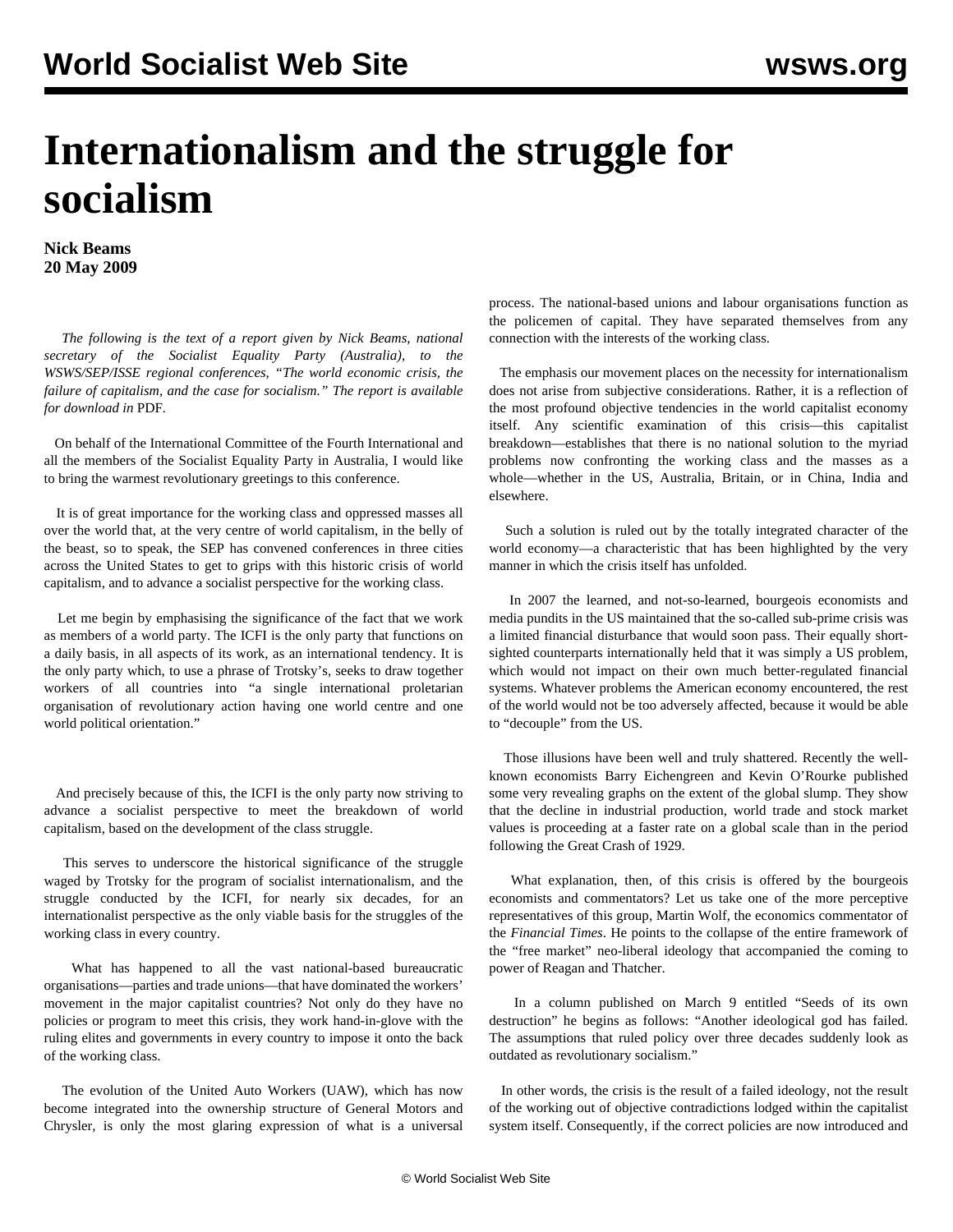# Internationalism and the struggle for socialism

**Nick Beams**
**20 May 2009**

*The following is the text of a report given by Nick Beams, national secretary of the Socialist Equality Party (Australia), to the WSWS/SEP/ISSE regional conferences, "The world economic crisis, the failure of capitalism, and the case for socialism." The report is available for download in* PDF.

On behalf of the International Committee of the Fourth International and all the members of the Socialist Equality Party in Australia, I would like to bring the warmest revolutionary greetings to this conference.

It is of great importance for the working class and oppressed masses all over the world that, at the very centre of world capitalism, in the belly of the beast, so to speak, the SEP has convened conferences in three cities across the United States to get to grips with this historic crisis of world capitalism, and to advance a socialist perspective for the working class.

Let me begin by emphasising the significance of the fact that we work as members of a world party. The ICFI is the only party that functions on a daily basis, in all aspects of its work, as an international tendency. It is the only party which, to use a phrase of Trotsky's, seeks to draw together workers of all countries into "a single international proletarian organisation of revolutionary action having one world centre and one world political orientation."

And precisely because of this, the ICFI is the only party now striving to advance a socialist perspective to meet the breakdown of world capitalism, based on the development of the class struggle.

This serves to underscore the historical significance of the struggle waged by Trotsky for the program of socialist internationalism, and the struggle conducted by the ICFI, for nearly six decades, for an internationalist perspective as the only viable basis for the struggles of the working class in every country.

What has happened to all the vast national-based bureaucratic organisations—parties and trade unions—that have dominated the workers' movement in the major capitalist countries? Not only do they have no policies or program to meet this crisis, they work hand-in-glove with the ruling elites and governments in every country to impose it onto the back of the working class.

The evolution of the United Auto Workers (UAW), which has now become integrated into the ownership structure of General Motors and Chrysler, is only the most glaring expression of what is a universal process. The national-based unions and labour organisations function as the policemen of capital. They have separated themselves from any connection with the interests of the working class.

The emphasis our movement places on the necessity for internationalism does not arise from subjective considerations. Rather, it is a reflection of the most profound objective tendencies in the world capitalist economy itself. Any scientific examination of this crisis—this capitalist breakdown—establishes that there is no national solution to the myriad problems now confronting the working class and the masses as a whole—whether in the US, Australia, Britain, or in China, India and elsewhere.

Such a solution is ruled out by the totally integrated character of the world economy—a characteristic that has been highlighted by the very manner in which the crisis itself has unfolded.

In 2007 the learned, and not-so-learned, bourgeois economists and media pundits in the US maintained that the so-called sub-prime crisis was a limited financial disturbance that would soon pass. Their equally short-sighted counterparts internationally held that it was simply a US problem, which would not impact on their own much better-regulated financial systems. Whatever problems the American economy encountered, the rest of the world would not be too adversely affected, because it would be able to "decouple" from the US.

Those illusions have been well and truly shattered. Recently the well-known economists Barry Eichengreen and Kevin O'Rourke published some very revealing graphs on the extent of the global slump. They show that the decline in industrial production, world trade and stock market values is proceeding at a faster rate on a global scale than in the period following the Great Crash of 1929.

What explanation, then, of this crisis is offered by the bourgeois economists and commentators? Let us take one of the more perceptive representatives of this group, Martin Wolf, the economics commentator of the *Financial Times*. He points to the collapse of the entire framework of the "free market" neo-liberal ideology that accompanied the coming to power of Reagan and Thatcher.

In a column published on March 9 entitled "Seeds of its own destruction" he begins as follows: "Another ideological god has failed. The assumptions that ruled policy over three decades suddenly look as outdated as revolutionary socialism."

In other words, the crisis is the result of a failed ideology, not the result of the working out of objective contradictions lodged within the capitalist system itself. Consequently, if the correct policies are now introduced and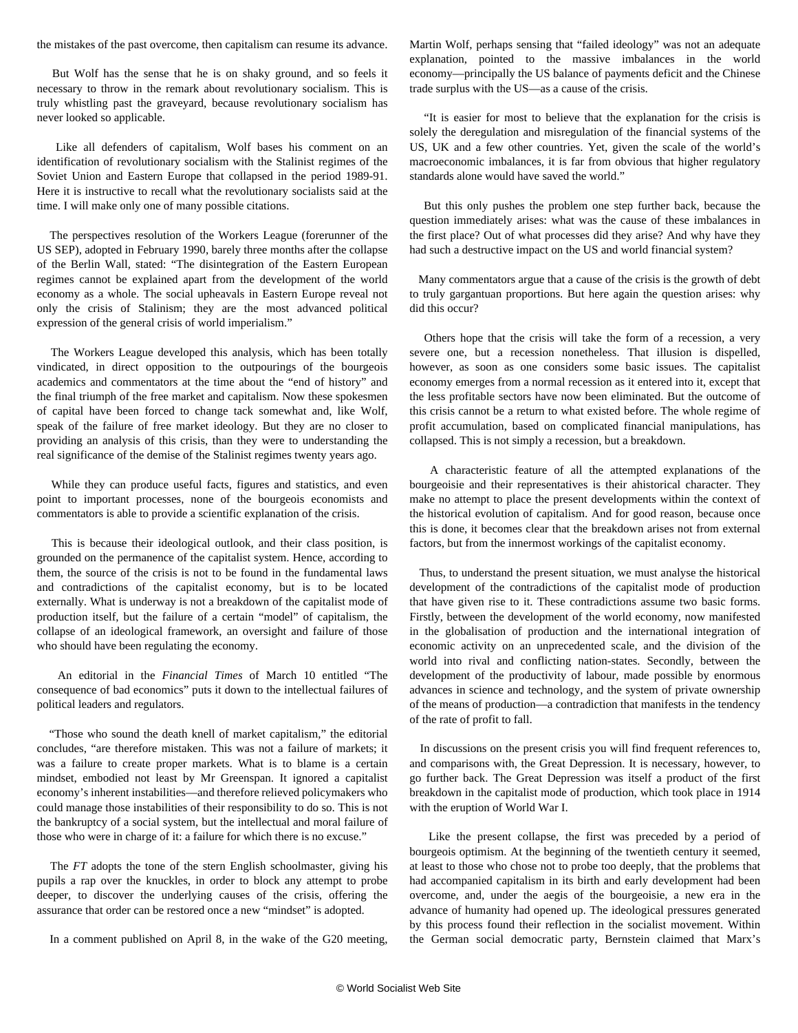the mistakes of the past overcome, then capitalism can resume its advance.

But Wolf has the sense that he is on shaky ground, and so feels it necessary to throw in the remark about revolutionary socialism. This is truly whistling past the graveyard, because revolutionary socialism has never looked so applicable.

Like all defenders of capitalism, Wolf bases his comment on an identification of revolutionary socialism with the Stalinist regimes of the Soviet Union and Eastern Europe that collapsed in the period 1989-91. Here it is instructive to recall what the revolutionary socialists said at the time. I will make only one of many possible citations.

The perspectives resolution of the Workers League (forerunner of the US SEP), adopted in February 1990, barely three months after the collapse of the Berlin Wall, stated: "The disintegration of the Eastern European regimes cannot be explained apart from the development of the world economy as a whole. The social upheavals in Eastern Europe reveal not only the crisis of Stalinism; they are the most advanced political expression of the general crisis of world imperialism."

The Workers League developed this analysis, which has been totally vindicated, in direct opposition to the outpourings of the bourgeois academics and commentators at the time about the "end of history" and the final triumph of the free market and capitalism. Now these spokesmen of capital have been forced to change tack somewhat and, like Wolf, speak of the failure of free market ideology. But they are no closer to providing an analysis of this crisis, than they were to understanding the real significance of the demise of the Stalinist regimes twenty years ago.

While they can produce useful facts, figures and statistics, and even point to important processes, none of the bourgeois economists and commentators is able to provide a scientific explanation of the crisis.

This is because their ideological outlook, and their class position, is grounded on the permanence of the capitalist system. Hence, according to them, the source of the crisis is not to be found in the fundamental laws and contradictions of the capitalist economy, but is to be located externally. What is underway is not a breakdown of the capitalist mode of production itself, but the failure of a certain "model" of capitalism, the collapse of an ideological framework, an oversight and failure of those who should have been regulating the economy.

An editorial in the *Financial Times* of March 10 entitled "The consequence of bad economics" puts it down to the intellectual failures of political leaders and regulators.

"Those who sound the death knell of market capitalism," the editorial concludes, "are therefore mistaken. This was not a failure of markets; it was a failure to create proper markets. What is to blame is a certain mindset, embodied not least by Mr Greenspan. It ignored a capitalist economy's inherent instabilities—and therefore relieved policymakers who could manage those instabilities of their responsibility to do so. This is not the bankruptcy of a social system, but the intellectual and moral failure of those who were in charge of it: a failure for which there is no excuse."

The *FT* adopts the tone of the stern English schoolmaster, giving his pupils a rap over the knuckles, in order to block any attempt to probe deeper, to discover the underlying causes of the crisis, offering the assurance that order can be restored once a new "mindset" is adopted.

In a comment published on April 8, in the wake of the G20 meeting, Martin Wolf, perhaps sensing that "failed ideology" was not an adequate explanation, pointed to the massive imbalances in the world economy—principally the US balance of payments deficit and the Chinese trade surplus with the US—as a cause of the crisis.

"It is easier for most to believe that the explanation for the crisis is solely the deregulation and misregulation of the financial systems of the US, UK and a few other countries. Yet, given the scale of the world's macroeconomic imbalances, it is far from obvious that higher regulatory standards alone would have saved the world."

But this only pushes the problem one step further back, because the question immediately arises: what was the cause of these imbalances in the first place? Out of what processes did they arise? And why have they had such a destructive impact on the US and world financial system?

Many commentators argue that a cause of the crisis is the growth of debt to truly gargantuan proportions. But here again the question arises: why did this occur?

Others hope that the crisis will take the form of a recession, a very severe one, but a recession nonetheless. That illusion is dispelled, however, as soon as one considers some basic issues. The capitalist economy emerges from a normal recession as it entered into it, except that the less profitable sectors have now been eliminated. But the outcome of this crisis cannot be a return to what existed before. The whole regime of profit accumulation, based on complicated financial manipulations, has collapsed. This is not simply a recession, but a breakdown.

A characteristic feature of all the attempted explanations of the bourgeoisie and their representatives is their ahistorical character. They make no attempt to place the present developments within the context of the historical evolution of capitalism. And for good reason, because once this is done, it becomes clear that the breakdown arises not from external factors, but from the innermost workings of the capitalist economy.

Thus, to understand the present situation, we must analyse the historical development of the contradictions of the capitalist mode of production that have given rise to it. These contradictions assume two basic forms. Firstly, between the development of the world economy, now manifested in the globalisation of production and the international integration of economic activity on an unprecedented scale, and the division of the world into rival and conflicting nation-states. Secondly, between the development of the productivity of labour, made possible by enormous advances in science and technology, and the system of private ownership of the means of production—a contradiction that manifests in the tendency of the rate of profit to fall.

In discussions on the present crisis you will find frequent references to, and comparisons with, the Great Depression. It is necessary, however, to go further back. The Great Depression was itself a product of the first breakdown in the capitalist mode of production, which took place in 1914 with the eruption of World War I.

Like the present collapse, the first was preceded by a period of bourgeois optimism. At the beginning of the twentieth century it seemed, at least to those who chose not to probe too deeply, that the problems that had accompanied capitalism in its birth and early development had been overcome, and, under the aegis of the bourgeoisie, a new era in the advance of humanity had opened up. The ideological pressures generated by this process found their reflection in the socialist movement. Within the German social democratic party, Bernstein claimed that Marx's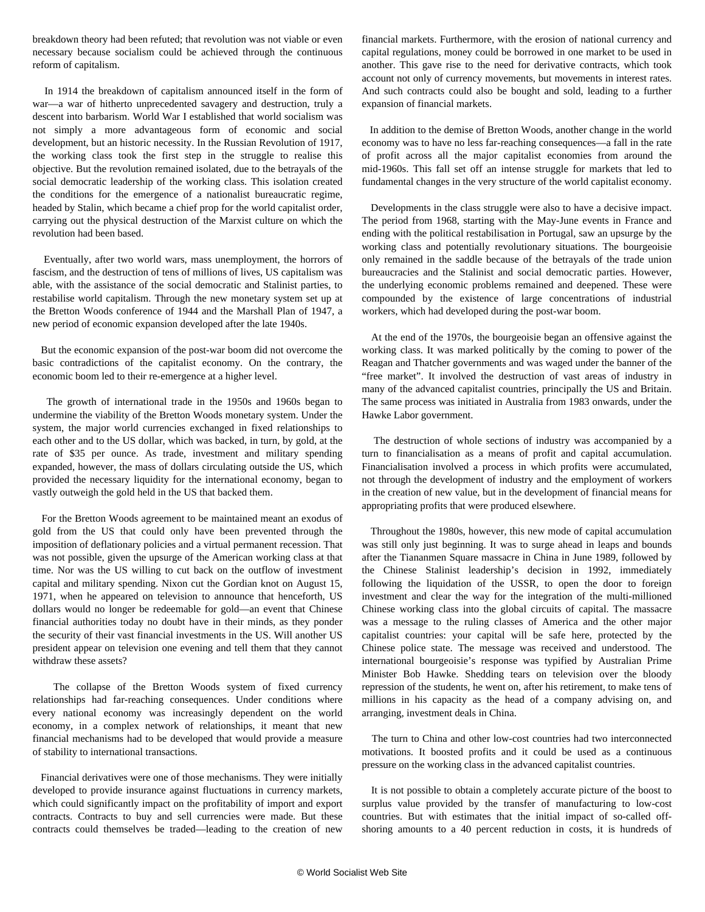breakdown theory had been refuted; that revolution was not viable or even necessary because socialism could be achieved through the continuous reform of capitalism.

In 1914 the breakdown of capitalism announced itself in the form of war—a war of hitherto unprecedented savagery and destruction, truly a descent into barbarism. World War I established that world socialism was not simply a more advantageous form of economic and social development, but an historic necessity. In the Russian Revolution of 1917, the working class took the first step in the struggle to realise this objective. But the revolution remained isolated, due to the betrayals of the social democratic leadership of the working class. This isolation created the conditions for the emergence of a nationalist bureaucratic regime, headed by Stalin, which became a chief prop for the world capitalist order, carrying out the physical destruction of the Marxist culture on which the revolution had been based.

Eventually, after two world wars, mass unemployment, the horrors of fascism, and the destruction of tens of millions of lives, US capitalism was able, with the assistance of the social democratic and Stalinist parties, to restabilise world capitalism. Through the new monetary system set up at the Bretton Woods conference of 1944 and the Marshall Plan of 1947, a new period of economic expansion developed after the late 1940s.

But the economic expansion of the post-war boom did not overcome the basic contradictions of the capitalist economy. On the contrary, the economic boom led to their re-emergence at a higher level.

The growth of international trade in the 1950s and 1960s began to undermine the viability of the Bretton Woods monetary system. Under the system, the major world currencies exchanged in fixed relationships to each other and to the US dollar, which was backed, in turn, by gold, at the rate of $35 per ounce. As trade, investment and military spending expanded, however, the mass of dollars circulating outside the US, which provided the necessary liquidity for the international economy, began to vastly outweigh the gold held in the US that backed them.

For the Bretton Woods agreement to be maintained meant an exodus of gold from the US that could only have been prevented through the imposition of deflationary policies and a virtual permanent recession. That was not possible, given the upsurge of the American working class at that time. Nor was the US willing to cut back on the outflow of investment capital and military spending. Nixon cut the Gordian knot on August 15, 1971, when he appeared on television to announce that henceforth, US dollars would no longer be redeemable for gold—an event that Chinese financial authorities today no doubt have in their minds, as they ponder the security of their vast financial investments in the US. Will another US president appear on television one evening and tell them that they cannot withdraw these assets?

The collapse of the Bretton Woods system of fixed currency relationships had far-reaching consequences. Under conditions where every national economy was increasingly dependent on the world economy, in a complex network of relationships, it meant that new financial mechanisms had to be developed that would provide a measure of stability to international transactions.

Financial derivatives were one of those mechanisms. They were initially developed to provide insurance against fluctuations in currency markets, which could significantly impact on the profitability of import and export contracts. Contracts to buy and sell currencies were made. But these contracts could themselves be traded—leading to the creation of new financial markets. Furthermore, with the erosion of national currency and capital regulations, money could be borrowed in one market to be used in another. This gave rise to the need for derivative contracts, which took account not only of currency movements, but movements in interest rates. And such contracts could also be bought and sold, leading to a further expansion of financial markets.

In addition to the demise of Bretton Woods, another change in the world economy was to have no less far-reaching consequences—a fall in the rate of profit across all the major capitalist economies from around the mid-1960s. This fall set off an intense struggle for markets that led to fundamental changes in the very structure of the world capitalist economy.

Developments in the class struggle were also to have a decisive impact. The period from 1968, starting with the May-June events in France and ending with the political restabilisation in Portugal, saw an upsurge by the working class and potentially revolutionary situations. The bourgeoisie only remained in the saddle because of the betrayals of the trade union bureaucracies and the Stalinist and social democratic parties. However, the underlying economic problems remained and deepened. These were compounded by the existence of large concentrations of industrial workers, which had developed during the post-war boom.

At the end of the 1970s, the bourgeoisie began an offensive against the working class. It was marked politically by the coming to power of the Reagan and Thatcher governments and was waged under the banner of the "free market". It involved the destruction of vast areas of industry in many of the advanced capitalist countries, principally the US and Britain. The same process was initiated in Australia from 1983 onwards, under the Hawke Labor government.

The destruction of whole sections of industry was accompanied by a turn to financialisation as a means of profit and capital accumulation. Financialisation involved a process in which profits were accumulated, not through the development of industry and the employment of workers in the creation of new value, but in the development of financial means for appropriating profits that were produced elsewhere.

Throughout the 1980s, however, this new mode of capital accumulation was still only just beginning. It was to surge ahead in leaps and bounds after the Tiananmen Square massacre in China in June 1989, followed by the Chinese Stalinist leadership's decision in 1992, immediately following the liquidation of the USSR, to open the door to foreign investment and clear the way for the integration of the multi-millioned Chinese working class into the global circuits of capital. The massacre was a message to the ruling classes of America and the other major capitalist countries: your capital will be safe here, protected by the Chinese police state. The message was received and understood. The international bourgeoisie's response was typified by Australian Prime Minister Bob Hawke. Shedding tears on television over the bloody repression of the students, he went on, after his retirement, to make tens of millions in his capacity as the head of a company advising on, and arranging, investment deals in China.

The turn to China and other low-cost countries had two interconnected motivations. It boosted profits and it could be used as a continuous pressure on the working class in the advanced capitalist countries.

It is not possible to obtain a completely accurate picture of the boost to surplus value provided by the transfer of manufacturing to low-cost countries. But with estimates that the initial impact of so-called off-shoring amounts to a 40 percent reduction in costs, it is hundreds of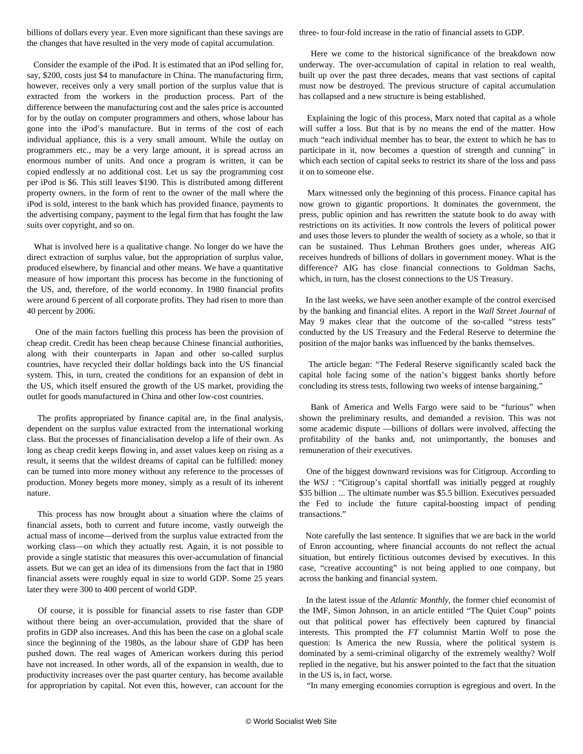billions of dollars every year. Even more significant than these savings are the changes that have resulted in the very mode of capital accumulation.

Consider the example of the iPod. It is estimated that an iPod selling for, say, $200, costs just $4 to manufacture in China. The manufacturing firm, however, receives only a very small portion of the surplus value that is extracted from the workers in the production process. Part of the difference between the manufacturing cost and the sales price is accounted for by the outlay on computer programmers and others, whose labour has gone into the iPod's manufacture. But in terms of the cost of each individual appliance, this is a very small amount. While the outlay on programmers etc., may be a very large amount, it is spread across an enormous number of units. And once a program is written, it can be copied endlessly at no additional cost. Let us say the programming cost per iPod is $6. This still leaves $190. This is distributed among different property owners, in the form of rent to the owner of the mall where the iPod is sold, interest to the bank which has provided finance, payments to the advertising company, payment to the legal firm that has fought the law suits over copyright, and so on.

What is involved here is a qualitative change. No longer do we have the direct extraction of surplus value, but the appropriation of surplus value, produced elsewhere, by financial and other means. We have a quantitative measure of how important this process has become in the functioning of the US, and, therefore, of the world economy. In 1980 financial profits were around 6 percent of all corporate profits. They had risen to more than 40 percent by 2006.

One of the main factors fuelling this process has been the provision of cheap credit. Credit has been cheap because Chinese financial authorities, along with their counterparts in Japan and other so-called surplus countries, have recycled their dollar holdings back into the US financial system. This, in turn, created the conditions for an expansion of debt in the US, which itself ensured the growth of the US market, providing the outlet for goods manufactured in China and other low-cost countries.

The profits appropriated by finance capital are, in the final analysis, dependent on the surplus value extracted from the international working class. But the processes of financialisation develop a life of their own. As long as cheap credit keeps flowing in, and asset values keep on rising as a result, it seems that the wildest dreams of capital can be fulfilled: money can be turned into more money without any reference to the processes of production. Money begets more money, simply as a result of its inherent nature.

This process has now brought about a situation where the claims of financial assets, both to current and future income, vastly outweigh the actual mass of income—derived from the surplus value extracted from the working class—on which they actually rest. Again, it is not possible to provide a single statistic that measures this over-accumulation of financial assets. But we can get an idea of its dimensions from the fact that in 1980 financial assets were roughly equal in size to world GDP. Some 25 years later they were 300 to 400 percent of world GDP.

Of course, it is possible for financial assets to rise faster than GDP without there being an over-accumulation, provided that the share of profits in GDP also increases. And this has been the case on a global scale since the beginning of the 1980s, as the labour share of GDP has been pushed down. The real wages of American workers during this period have not increased. In other words, all of the expansion in wealth, due to productivity increases over the past quarter century, has become available for appropriation by capital. Not even this, however, can account for the three- to four-fold increase in the ratio of financial assets to GDP.

Here we come to the historical significance of the breakdown now underway. The over-accumulation of capital in relation to real wealth, built up over the past three decades, means that vast sections of capital must now be destroyed. The previous structure of capital accumulation has collapsed and a new structure is being established.

Explaining the logic of this process, Marx noted that capital as a whole will suffer a loss. But that is by no means the end of the matter. How much "each individual member has to bear, the extent to which he has to participate in it, now becomes a question of strength and cunning" in which each section of capital seeks to restrict its share of the loss and pass it on to someone else.

Marx witnessed only the beginning of this process. Finance capital has now grown to gigantic proportions. It dominates the government, the press, public opinion and has rewritten the statute book to do away with restrictions on its activities. It now controls the levers of political power and uses those levers to plunder the wealth of society as a whole, so that it can be sustained. Thus Lehman Brothers goes under, whereas AIG receives hundreds of billions of dollars in government money. What is the difference? AIG has close financial connections to Goldman Sachs, which, in turn, has the closest connections to the US Treasury.

In the last weeks, we have seen another example of the control exercised by the banking and financial elites. A report in the *Wall Street Journal* of May 9 makes clear that the outcome of the so-called "stress tests" conducted by the US Treasury and the Federal Reserve to determine the position of the major banks was influenced by the banks themselves.

The article began: "The Federal Reserve significantly scaled back the capital hole facing some of the nation's biggest banks shortly before concluding its stress tests, following two weeks of intense bargaining."

Bank of America and Wells Fargo were said to be "furious" when shown the preliminary results, and demanded a revision. This was not some academic dispute —billions of dollars were involved, affecting the profitability of the banks and, not unimportantly, the bonuses and remuneration of their executives.

One of the biggest downward revisions was for Citigroup. According to the *WSJ* : "Citigroup's capital shortfall was initially pegged at roughly $35 billion ... The ultimate number was $5.5 billion. Executives persuaded the Fed to include the future capital-boosting impact of pending transactions."

Note carefully the last sentence. It signifies that we are back in the world of Enron accounting, where financial accounts do not reflect the actual situation, but entirely fictitious outcomes devised by executives. In this case, "creative accounting" is not being applied to one company, but across the banking and financial system.

In the latest issue of the *Atlantic Monthly*, the former chief economist of the IMF, Simon Johnson, in an article entitled "The Quiet Coup" points out that political power has effectively been captured by financial interests. This prompted the *FT* columnist Martin Wolf to pose the question: Is America the new Russia, where the political system is dominated by a semi-criminal oligarchy of the extremely wealthy? Wolf replied in the negative, but his answer pointed to the fact that the situation in the US is, in fact, worse.

"In many emerging economies corruption is egregious and overt. In the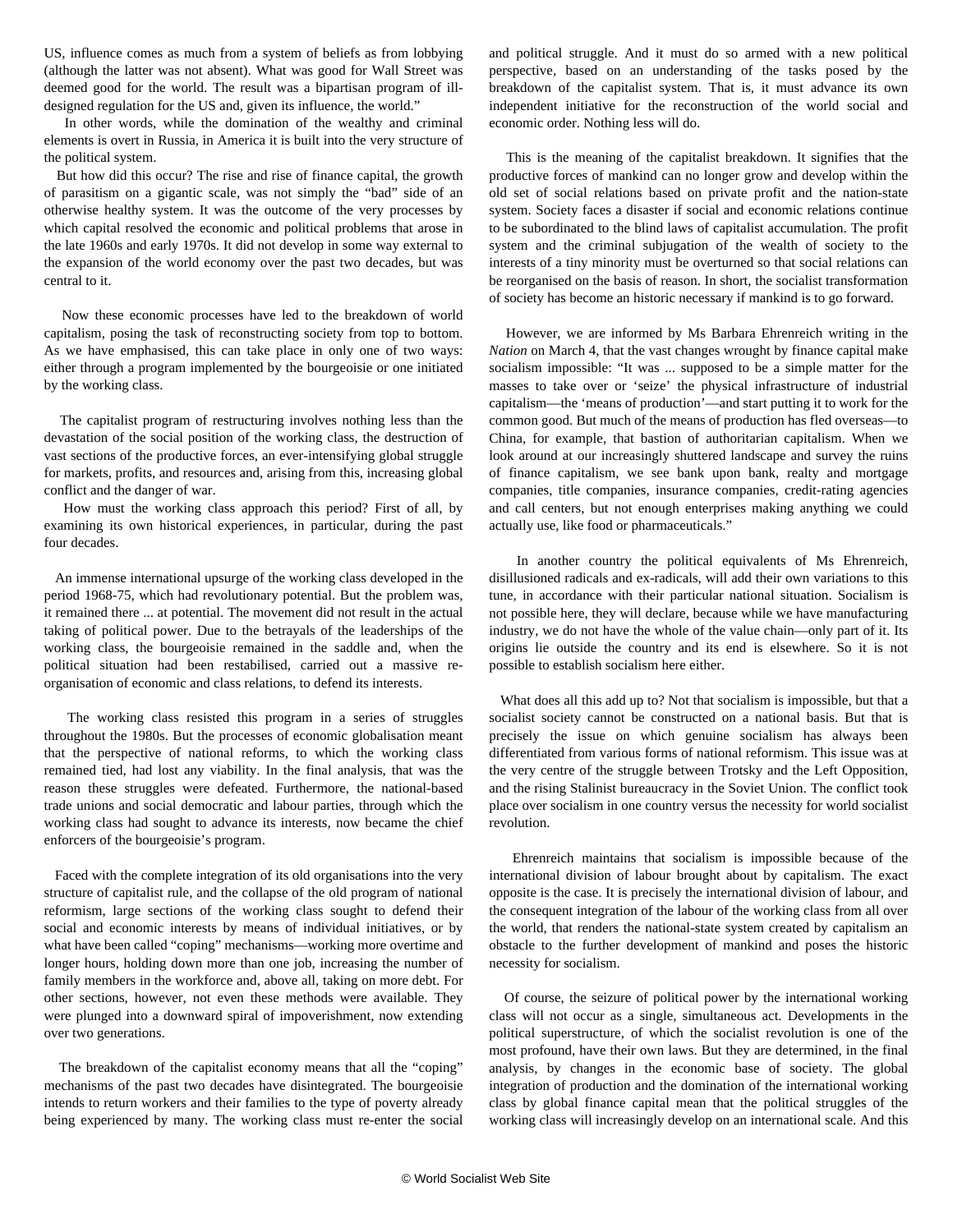US, influence comes as much from a system of beliefs as from lobbying (although the latter was not absent). What was good for Wall Street was deemed good for the world. The result was a bipartisan program of ill-designed regulation for the US and, given its influence, the world."

In other words, while the domination of the wealthy and criminal elements is overt in Russia, in America it is built into the very structure of the political system.

But how did this occur? The rise and rise of finance capital, the growth of parasitism on a gigantic scale, was not simply the "bad" side of an otherwise healthy system. It was the outcome of the very processes by which capital resolved the economic and political problems that arose in the late 1960s and early 1970s. It did not develop in some way external to the expansion of the world economy over the past two decades, but was central to it.

Now these economic processes have led to the breakdown of world capitalism, posing the task of reconstructing society from top to bottom. As we have emphasised, this can take place in only one of two ways: either through a program implemented by the bourgeoisie or one initiated by the working class.

The capitalist program of restructuring involves nothing less than the devastation of the social position of the working class, the destruction of vast sections of the productive forces, an ever-intensifying global struggle for markets, profits, and resources and, arising from this, increasing global conflict and the danger of war.

How must the working class approach this period? First of all, by examining its own historical experiences, in particular, during the past four decades.

An immense international upsurge of the working class developed in the period 1968-75, which had revolutionary potential. But the problem was, it remained there ... at potential. The movement did not result in the actual taking of political power. Due to the betrayals of the leaderships of the working class, the bourgeoisie remained in the saddle and, when the political situation had been restabilised, carried out a massive re-organisation of economic and class relations, to defend its interests.

The working class resisted this program in a series of struggles throughout the 1980s. But the processes of economic globalisation meant that the perspective of national reforms, to which the working class remained tied, had lost any viability. In the final analysis, that was the reason these struggles were defeated. Furthermore, the national-based trade unions and social democratic and labour parties, through which the working class had sought to advance its interests, now became the chief enforcers of the bourgeoisie's program.

Faced with the complete integration of its old organisations into the very structure of capitalist rule, and the collapse of the old program of national reformism, large sections of the working class sought to defend their social and economic interests by means of individual initiatives, or by what have been called "coping" mechanisms—working more overtime and longer hours, holding down more than one job, increasing the number of family members in the workforce and, above all, taking on more debt. For other sections, however, not even these methods were available. They were plunged into a downward spiral of impoverishment, now extending over two generations.

The breakdown of the capitalist economy means that all the "coping" mechanisms of the past two decades have disintegrated. The bourgeoisie intends to return workers and their families to the type of poverty already being experienced by many. The working class must re-enter the social and political struggle. And it must do so armed with a new political perspective, based on an understanding of the tasks posed by the breakdown of the capitalist system. That is, it must advance its own independent initiative for the reconstruction of the world social and economic order. Nothing less will do.

This is the meaning of the capitalist breakdown. It signifies that the productive forces of mankind can no longer grow and develop within the old set of social relations based on private profit and the nation-state system. Society faces a disaster if social and economic relations continue to be subordinated to the blind laws of capitalist accumulation. The profit system and the criminal subjugation of the wealth of society to the interests of a tiny minority must be overturned so that social relations can be reorganised on the basis of reason. In short, the socialist transformation of society has become an historic necessary if mankind is to go forward.

However, we are informed by Ms Barbara Ehrenreich writing in the *Nation* on March 4, that the vast changes wrought by finance capital make socialism impossible: "It was ... supposed to be a simple matter for the masses to take over or 'seize' the physical infrastructure of industrial capitalism—the 'means of production'—and start putting it to work for the common good. But much of the means of production has fled overseas—to China, for example, that bastion of authoritarian capitalism. When we look around at our increasingly shuttered landscape and survey the ruins of finance capitalism, we see bank upon bank, realty and mortgage companies, title companies, insurance companies, credit-rating agencies and call centers, but not enough enterprises making anything we could actually use, like food or pharmaceuticals."

In another country the political equivalents of Ms Ehrenreich, disillusioned radicals and ex-radicals, will add their own variations to this tune, in accordance with their particular national situation. Socialism is not possible here, they will declare, because while we have manufacturing industry, we do not have the whole of the value chain—only part of it. Its origins lie outside the country and its end is elsewhere. So it is not possible to establish socialism here either.

What does all this add up to? Not that socialism is impossible, but that a socialist society cannot be constructed on a national basis. But that is precisely the issue on which genuine socialism has always been differentiated from various forms of national reformism. This issue was at the very centre of the struggle between Trotsky and the Left Opposition, and the rising Stalinist bureaucracy in the Soviet Union. The conflict took place over socialism in one country versus the necessity for world socialist revolution.

Ehrenreich maintains that socialism is impossible because of the international division of labour brought about by capitalism. The exact opposite is the case. It is precisely the international division of labour, and the consequent integration of the labour of the working class from all over the world, that renders the national-state system created by capitalism an obstacle to the further development of mankind and poses the historic necessity for socialism.

Of course, the seizure of political power by the international working class will not occur as a single, simultaneous act. Developments in the political superstructure, of which the socialist revolution is one of the most profound, have their own laws. But they are determined, in the final analysis, by changes in the economic base of society. The global integration of production and the domination of the international working class by global finance capital mean that the political struggles of the working class will increasingly develop on an international scale. And this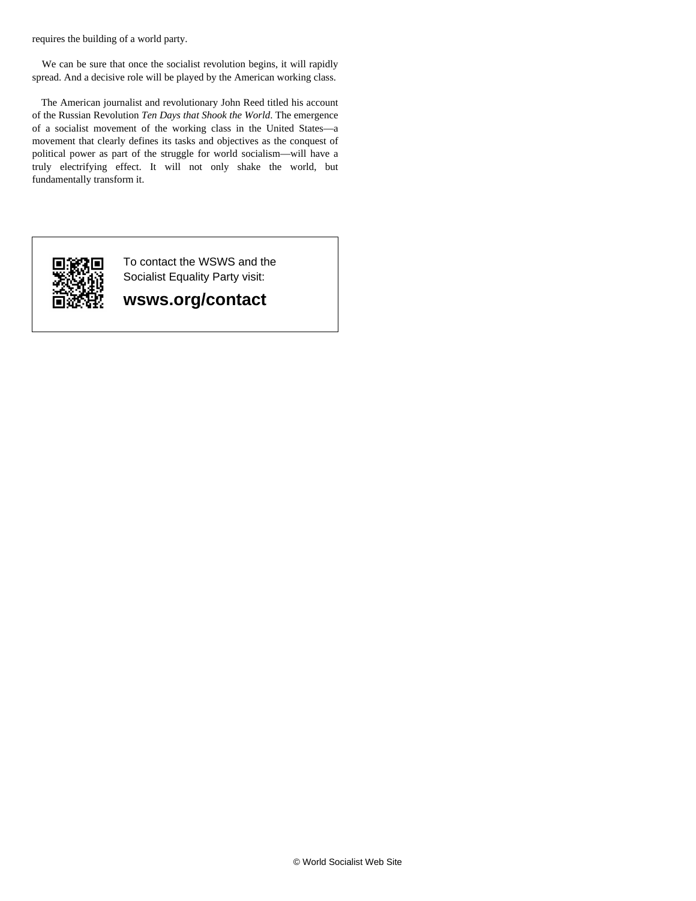requires the building of a world party.

We can be sure that once the socialist revolution begins, it will rapidly spread. And a decisive role will be played by the American working class.

The American journalist and revolutionary John Reed titled his account of the Russian Revolution *Ten Days that Shook the World*. The emergence of a socialist movement of the working class in the United States—a movement that clearly defines its tasks and objectives as the conquest of political power as part of the struggle for world socialism—will have a truly electrifying effect. It will not only shake the world, but fundamentally transform it.

To contact the WSWS and the Socialist Equality Party visit:

**wsws.org/contact**